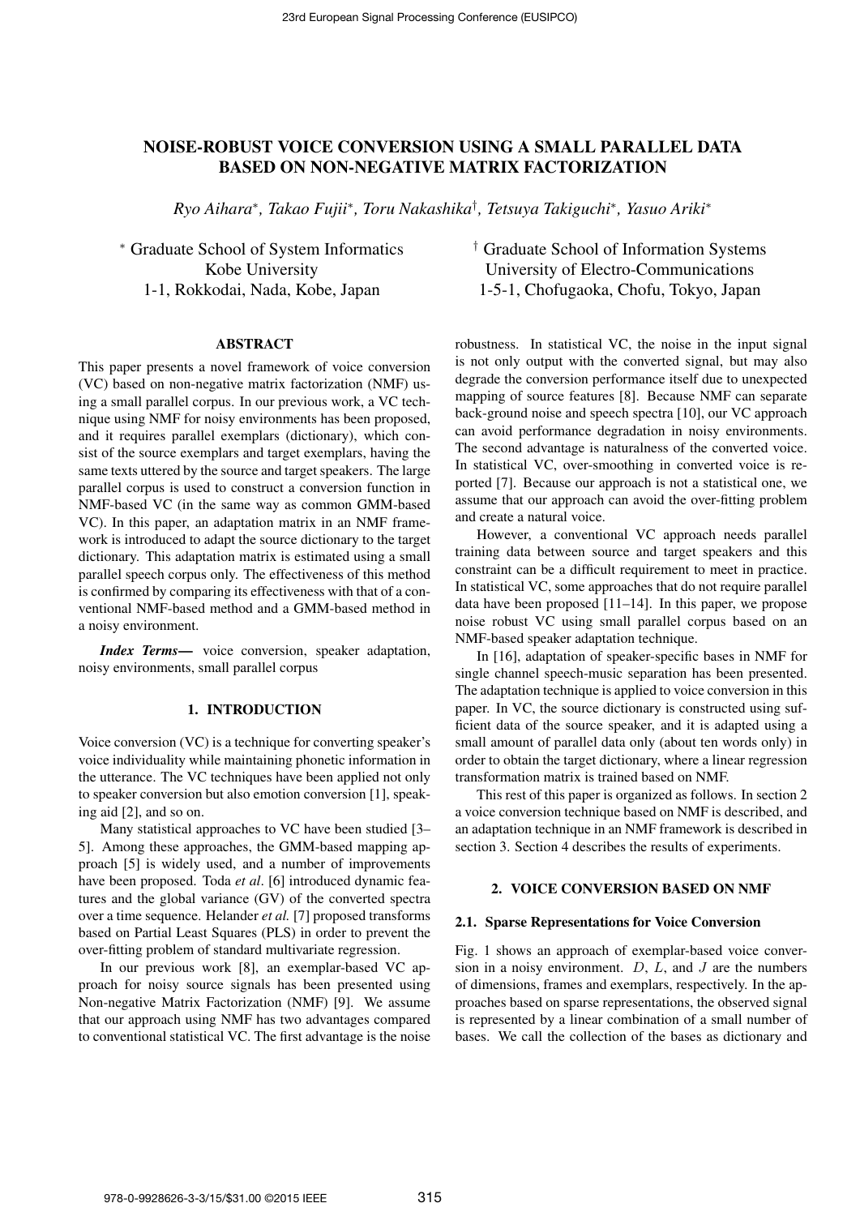# NOISE-ROBUST VOICE CONVERSION USING A SMALL PARALLEL DATA BASED ON NON-NEGATIVE MATRIX FACTORIZATION

*Ryo Aihara[∗], Takao Fujii[∗], Toru Nakashika[†], Tetsuya Takiguchi[∗], Yasuo Ariki[∗]*

[∗] Graduate School of System Informatics
Kobe University
1-1, Rokkodai, Nada, Kobe, Japan

[†] Graduate School of Information Systems
University of Electro-Communications
1-5-1, Chofugaoka, Chofu, Tokyo, Japan

## ABSTRACT

This paper presents a novel framework of voice conversion (VC) based on non-negative matrix factorization (NMF) using a small parallel corpus. In our previous work, a VC technique using NMF for noisy environments has been proposed, and it requires parallel exemplars (dictionary), which consist of the source exemplars and target exemplars, having the same texts uttered by the source and target speakers. The large parallel corpus is used to construct a conversion function in NMF-based VC (in the same way as common GMM-based VC). In this paper, an adaptation matrix in an NMF framework is introduced to adapt the source dictionary to the target dictionary. This adaptation matrix is estimated using a small parallel speech corpus only. The effectiveness of this method is confirmed by comparing its effectiveness with that of a conventional NMF-based method and a GMM-based method in a noisy environment.

***Index Terms***— voice conversion, speaker adaptation, noisy environments, small parallel corpus

## 1. INTRODUCTION

Voice conversion (VC) is a technique for converting speaker's voice individuality while maintaining phonetic information in the utterance. The VC techniques have been applied not only to speaker conversion but also emotion conversion [1], speaking aid [2], and so on.

Many statistical approaches to VC have been studied [3–5]. Among these approaches, the GMM-based mapping approach [5] is widely used, and a number of improvements have been proposed. Toda *et al*. [6] introduced dynamic features and the global variance (GV) of the converted spectra over a time sequence. Helander *et al.* [7] proposed transforms based on Partial Least Squares (PLS) in order to prevent the over-fitting problem of standard multivariate regression.

In our previous work [8], an exemplar-based VC approach for noisy source signals has been presented using Non-negative Matrix Factorization (NMF) [9]. We assume that our approach using NMF has two advantages compared to conventional statistical VC. The first advantage is the noise robustness. In statistical VC, the noise in the input signal is not only output with the converted signal, but may also degrade the conversion performance itself due to unexpected mapping of source features [8]. Because NMF can separate back-ground noise and speech spectra [10], our VC approach can avoid performance degradation in noisy environments. The second advantage is naturalness of the converted voice. In statistical VC, over-smoothing in converted voice is reported [7]. Because our approach is not a statistical one, we assume that our approach can avoid the over-fitting problem and create a natural voice.

However, a conventional VC approach needs parallel training data between source and target speakers and this constraint can be a difficult requirement to meet in practice. In statistical VC, some approaches that do not require parallel data have been proposed [11–14]. In this paper, we propose noise robust VC using small parallel corpus based on an NMF-based speaker adaptation technique.

In [16], adaptation of speaker-specific bases in NMF for single channel speech-music separation has been presented. The adaptation technique is applied to voice conversion in this paper. In VC, the source dictionary is constructed using sufficient data of the source speaker, and it is adapted using a small amount of parallel data only (about ten words only) in order to obtain the target dictionary, where a linear regression transformation matrix is trained based on NMF.

This rest of this paper is organized as follows. In section 2 a voice conversion technique based on NMF is described, and an adaptation technique in an NMF framework is described in section 3. Section 4 describes the results of experiments.

## 2. VOICE CONVERSION BASED ON NMF

### 2.1. Sparse Representations for Voice Conversion

Fig. 1 shows an approach of exemplar-based voice conversion in a noisy environment. $D$, $L$, and $J$ are the numbers of dimensions, frames and exemplars, respectively. In the approaches based on sparse representations, the observed signal is represented by a linear combination of a small number of bases. We call the collection of the bases as dictionary and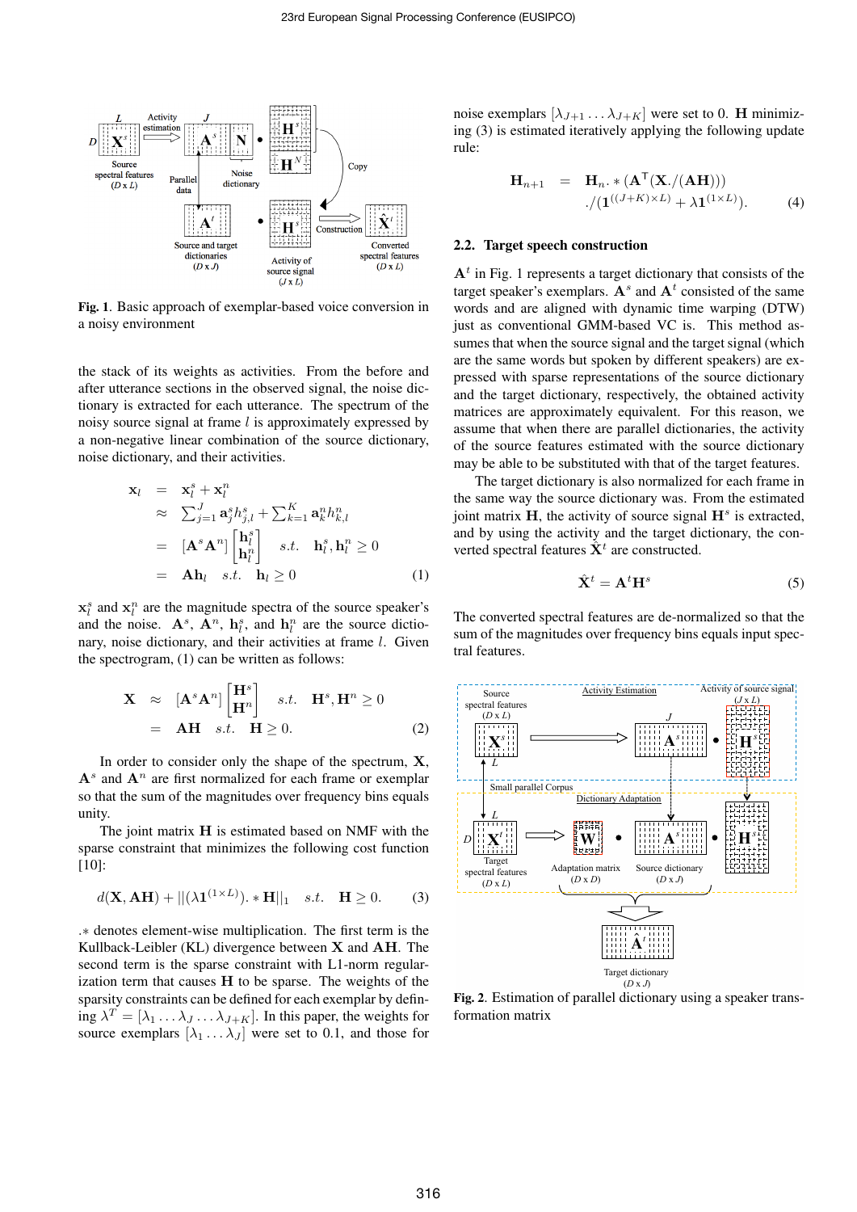**Fig. 1**. Basic approach of exemplar-based voice conversion in a noisy environment

the stack of its weights as activities. From the before and after utterance sections in the observed signal, the noise dictionary is extracted for each utterance. The spectrum of the noisy source signal at frame $l$ is approximately expressed by a non-negative linear combination of the source dictionary, noise dictionary, and their activities.

$$
\begin{aligned}
\mathbf{x}_l &= \mathbf{x}_l^s + \mathbf{x}_l^n \\
&\approx \sum_{j=1}^{J} \mathbf{a}_j^s h_{j,l}^s + \sum_{k=1}^{K} \mathbf{a}_k^n h_{k,l}^n \\
&= [\mathbf{A}^s \mathbf{A}^n] \begin{bmatrix} \mathbf{h}_l^s \\ \mathbf{h}_l^n \end{bmatrix} \quad s.t. \quad \mathbf{h}_l^s, \mathbf{h}_l^n \geq 0 \\
&= \mathbf{A}\mathbf{h}_l \quad s.t. \quad \mathbf{h}_l \geq 0 \qquad (1)
\end{aligned}
$$

$\mathbf{x}_l^s$ and $\mathbf{x}_l^n$ are the magnitude spectra of the source speaker's and the noise. $\mathbf{A}^s$, $\mathbf{A}^n$, $\mathbf{h}_l^s$, and $\mathbf{h}_l^n$ are the source dictionary, noise dictionary, and their activities at frame $l$. Given the spectrogram, (1) can be written as follows:

$$
\begin{aligned}
\mathbf{X} &\approx [\mathbf{A}^s \mathbf{A}^n] \begin{bmatrix} \mathbf{H}^s \\ \mathbf{H}^n \end{bmatrix} \quad s.t. \quad \mathbf{H}^s, \mathbf{H}^n \geq 0 \\
&= \mathbf{A}\mathbf{H} \quad s.t. \quad \mathbf{H} \geq 0. \qquad (2)
\end{aligned}
$$

In order to consider only the shape of the spectrum, $\mathbf{X}$, $\mathbf{A}^s$ and $\mathbf{A}^n$ are first normalized for each frame or exemplar so that the sum of the magnitudes over frequency bins equals unity.

The joint matrix $\mathbf{H}$ is estimated based on NMF with the sparse constraint that minimizes the following cost function [10]:

$$
d(\mathbf{X}, \mathbf{A}\mathbf{H}) + ||(\lambda \mathbf{1}^{(1 \times L)}) .* \mathbf{H}||_1 \quad s.t. \quad \mathbf{H} \geq 0. \qquad (3)
$$

$.*$ denotes element-wise multiplication. The first term is the Kullback-Leibler (KL) divergence between $\mathbf{X}$ and $\mathbf{A}\mathbf{H}$. The second term is the sparse constraint with L1-norm regularization term that causes $\mathbf{H}$ to be sparse. The weights of the sparsity constraints can be defined for each exemplar by defining $\lambda^T = [\lambda_1 \dots \lambda_J \dots \lambda_{J+K}]$. In this paper, the weights for source exemplars $[\lambda_1 \dots \lambda_J]$ were set to 0.1, and those for noise exemplars $[\lambda_{J+1} \dots \lambda_{J+K}]$ were set to 0. $\mathbf{H}$ minimizing (3) is estimated iteratively applying the following update rule:

$$
\begin{aligned}
\mathbf{H}_{n+1} &= \mathbf{H}_n .* (\mathbf{A}^\top (\mathbf{X} ./ (\mathbf{A}\mathbf{H}))) \\
&\quad ./ (\mathbf{1}^{((J+K) \times L)} + \lambda \mathbf{1}^{(1 \times L)}). \qquad (4)
\end{aligned}
$$

### 2.2. Target speech construction

$\mathbf{A}^t$ in Fig. 1 represents a target dictionary that consists of the target speaker's exemplars. $\mathbf{A}^s$ and $\mathbf{A}^t$ consisted of the same words and are aligned with dynamic time warping (DTW) just as conventional GMM-based VC is. This method assumes that when the source signal and the target signal (which are the same words but spoken by different speakers) are expressed with sparse representations of the source dictionary and the target dictionary, respectively, the obtained activity matrices are approximately equivalent. For this reason, we assume that when there are parallel dictionaries, the activity of the source features estimated with the source dictionary may be able to be substituted with that of the target features.

The target dictionary is also normalized for each frame in the same way the source dictionary was. From the estimated joint matrix $\mathbf{H}$, the activity of source signal $\mathbf{H}^s$ is extracted, and by using the activity and the target dictionary, the converted spectral features $\hat{\mathbf{X}}^t$ are constructed.

$$
\hat{\mathbf{X}}^t = \mathbf{A}^t \mathbf{H}^s \qquad (5)
$$

The converted spectral features are de-normalized so that the sum of the magnitudes over frequency bins equals input spectral features.

**Fig. 2**. Estimation of parallel dictionary using a speaker transformation matrix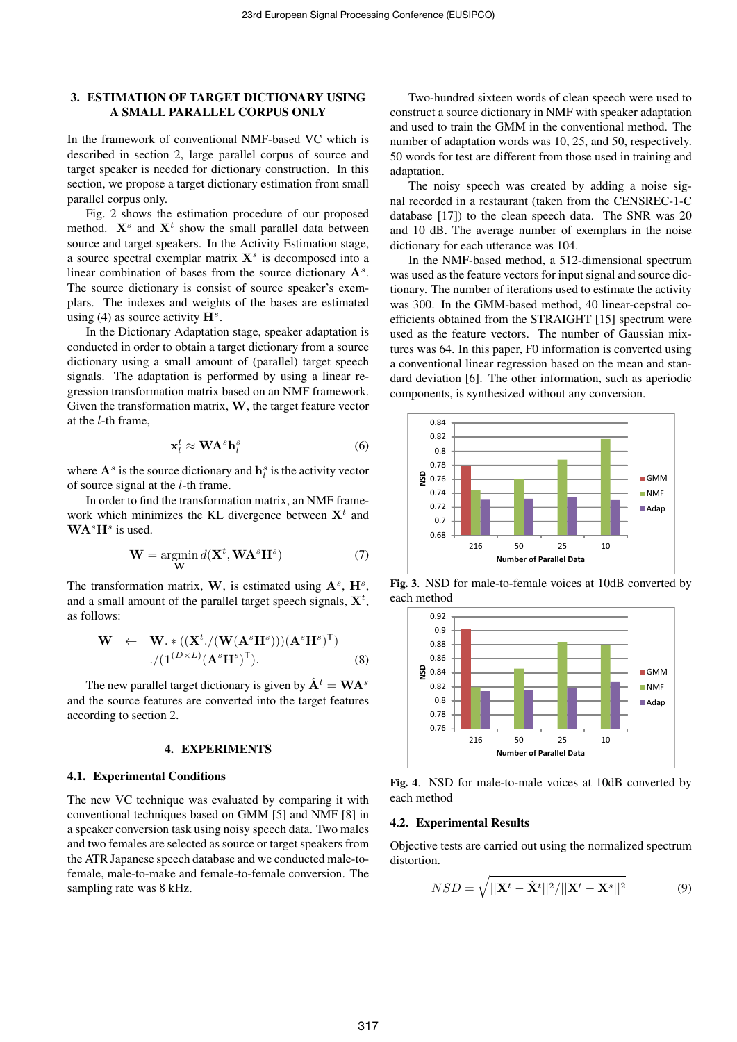## 3. ESTIMATION OF TARGET DICTIONARY USING A SMALL PARALLEL CORPUS ONLY

In the framework of conventional NMF-based VC which is described in section 2, large parallel corpus of source and target speaker is needed for dictionary construction. In this section, we propose a target dictionary estimation from small parallel corpus only.

Fig. 2 shows the estimation procedure of our proposed method. $\mathbf{X}^s$ and $\mathbf{X}^t$ show the small parallel data between source and target speakers. In the Activity Estimation stage, a source spectral exemplar matrix $\mathbf{X}^s$ is decomposed into a linear combination of bases from the source dictionary $\mathbf{A}^s$. The source dictionary is consist of source speaker's exemplars. The indexes and weights of the bases are estimated using (4) as source activity $\mathbf{H}^s$.

In the Dictionary Adaptation stage, speaker adaptation is conducted in order to obtain a target dictionary from a source dictionary using a small amount of (parallel) target speech signals. The adaptation is performed by using a linear regression transformation matrix based on an NMF framework. Given the transformation matrix, $\mathbf{W}$, the target feature vector at the $l$-th frame,

$$\mathbf{x}_l^t \approx \mathbf{W}\mathbf{A}^s\mathbf{h}_l^s \tag{6}$$

where $\mathbf{A}^s$ is the source dictionary and $\mathbf{h}_l^s$ is the activity vector of source signal at the $l$-th frame.

In order to find the transformation matrix, an NMF framework which minimizes the KL divergence between $\mathbf{X}^t$ and $\mathbf{W}\mathbf{A}^s\mathbf{H}^s$ is used.

$$\mathbf{W} = \underset{\mathbf{W}}{\operatorname{argmin}}\, d(\mathbf{X}^t, \mathbf{W}\mathbf{A}^s\mathbf{H}^s) \tag{7}$$

The transformation matrix, $\mathbf{W}$, is estimated using $\mathbf{A}^s$, $\mathbf{H}^s$, and a small amount of the parallel target speech signals, $\mathbf{X}^t$, as follows:

$$\begin{aligned}\mathbf{W} \quad \leftarrow \quad & \mathbf{W}.*((\mathbf{X}^t./(\mathbf{W}(\mathbf{A}^s\mathbf{H}^s)))(\mathbf{A}^s\mathbf{H}^s)^\mathsf{T}) \\ & ./(\mathbf{1}^{(D\times L)}(\mathbf{A}^s\mathbf{H}^s)^\mathsf{T}).\end{aligned} \tag{8}$$

The new parallel target dictionary is given by $\hat{\mathbf{A}}^t = \mathbf{W}\mathbf{A}^s$ and the source features are converted into the target features according to section 2.

## 4. EXPERIMENTS

### 4.1. Experimental Conditions

The new VC technique was evaluated by comparing it with conventional techniques based on GMM [5] and NMF [8] in a speaker conversion task using noisy speech data. Two males and two females are selected as source or target speakers from the ATR Japanese speech database and we conducted male-to-female, male-to-make and female-to-female conversion. The sampling rate was 8 kHz.

Two-hundred sixteen words of clean speech were used to construct a source dictionary in NMF with speaker adaptation and used to train the GMM in the conventional method. The number of adaptation words was 10, 25, and 50, respectively. 50 words for test are different from those used in training and adaptation.

The noisy speech was created by adding a noise signal recorded in a restaurant (taken from the CENSREC-1-C database [17]) to the clean speech data. The SNR was 20 and 10 dB. The average number of exemplars in the noise dictionary for each utterance was 104.

In the NMF-based method, a 512-dimensional spectrum was used as the feature vectors for input signal and source dictionary. The number of iterations used to estimate the activity was 300. In the GMM-based method, 40 linear-cepstral coefficients obtained from the STRAIGHT [15] spectrum were used as the feature vectors. The number of Gaussian mixtures was 64. In this paper, F0 information is converted using a conventional linear regression based on the mean and standard deviation [6]. The other information, such as aperiodic components, is synthesized without any conversion.

**Fig. 3**. NSD for male-to-female voices at 10dB converted by each method

**Fig. 4**. NSD for male-to-male voices at 10dB converted by each method

### 4.2. Experimental Results

Objective tests are carried out using the normalized spectrum distortion.

$$NSD = \sqrt{||\mathbf{X}^t - \hat{\mathbf{X}}^t||^2/||\mathbf{X}^t - \mathbf{X}^s||^2} \tag{9}$$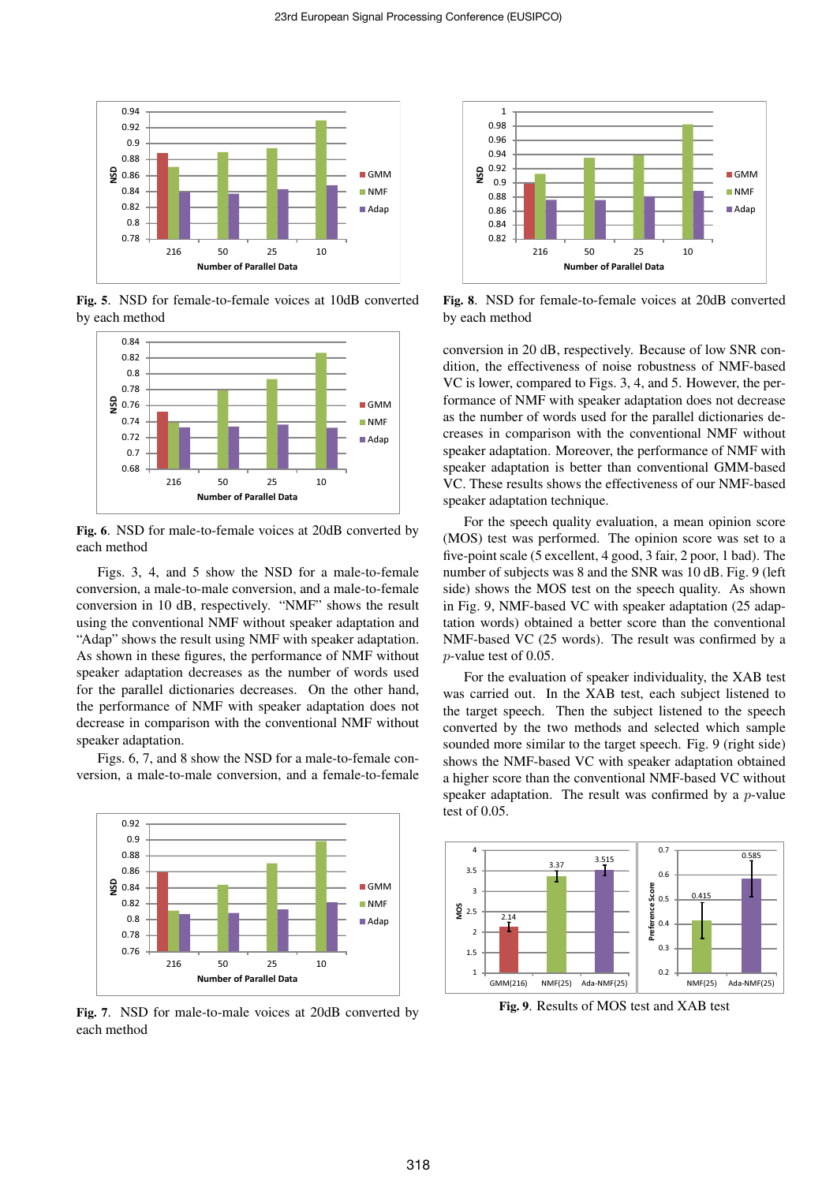**Fig. 5**. NSD for female-to-female voices at 10dB converted by each method

**Fig. 6**. NSD for male-to-female voices at 20dB converted by each method

Figs. 3, 4, and 5 show the NSD for a male-to-female conversion, a male-to-male conversion, and a male-to-female conversion in 10 dB, respectively. "NMF" shows the result using the conventional NMF without speaker adaptation and "Adap" shows the result using NMF with speaker adaptation. As shown in these figures, the performance of NMF without speaker adaptation decreases as the number of words used for the parallel dictionaries decreases. On the other hand, the performance of NMF with speaker adaptation does not decrease in comparison with the conventional NMF without speaker adaptation.

Figs. 6, 7, and 8 show the NSD for a male-to-female conversion, a male-to-male conversion, and a female-to-female conversion in 20 dB, respectively. Because of low SNR condition, the effectiveness of noise robustness of NMF-based VC is lower, compared to Figs. 3, 4, and 5. However, the performance of NMF with speaker adaptation does not decrease as the number of words used for the parallel dictionaries decreases in comparison with the conventional NMF without speaker adaptation. Moreover, the performance of NMF with speaker adaptation is better than conventional GMM-based VC. These results shows the effectiveness of our NMF-based speaker adaptation technique.

**Fig. 7**. NSD for male-to-male voices at 20dB converted by each method

**Fig. 8**. NSD for female-to-female voices at 20dB converted by each method

For the speech quality evaluation, a mean opinion score (MOS) test was performed. The opinion score was set to a five-point scale (5 excellent, 4 good, 3 fair, 2 poor, 1 bad). The number of subjects was 8 and the SNR was 10 dB. Fig. 9 (left side) shows the MOS test on the speech quality. As shown in Fig. 9, NMF-based VC with speaker adaptation (25 adaptation words) obtained a better score than the conventional NMF-based VC (25 words). The result was confirmed by a $p$-value test of 0.05.

For the evaluation of speaker individuality, the XAB test was carried out. In the XAB test, each subject listened to the target speech. Then the subject listened to the speech converted by the two methods and selected which sample sounded more similar to the target speech. Fig. 9 (right side) shows the NMF-based VC with speaker adaptation obtained a higher score than the conventional NMF-based VC without speaker adaptation. The result was confirmed by a $p$-value test of 0.05.

**Fig. 9**. Results of MOS test and XAB test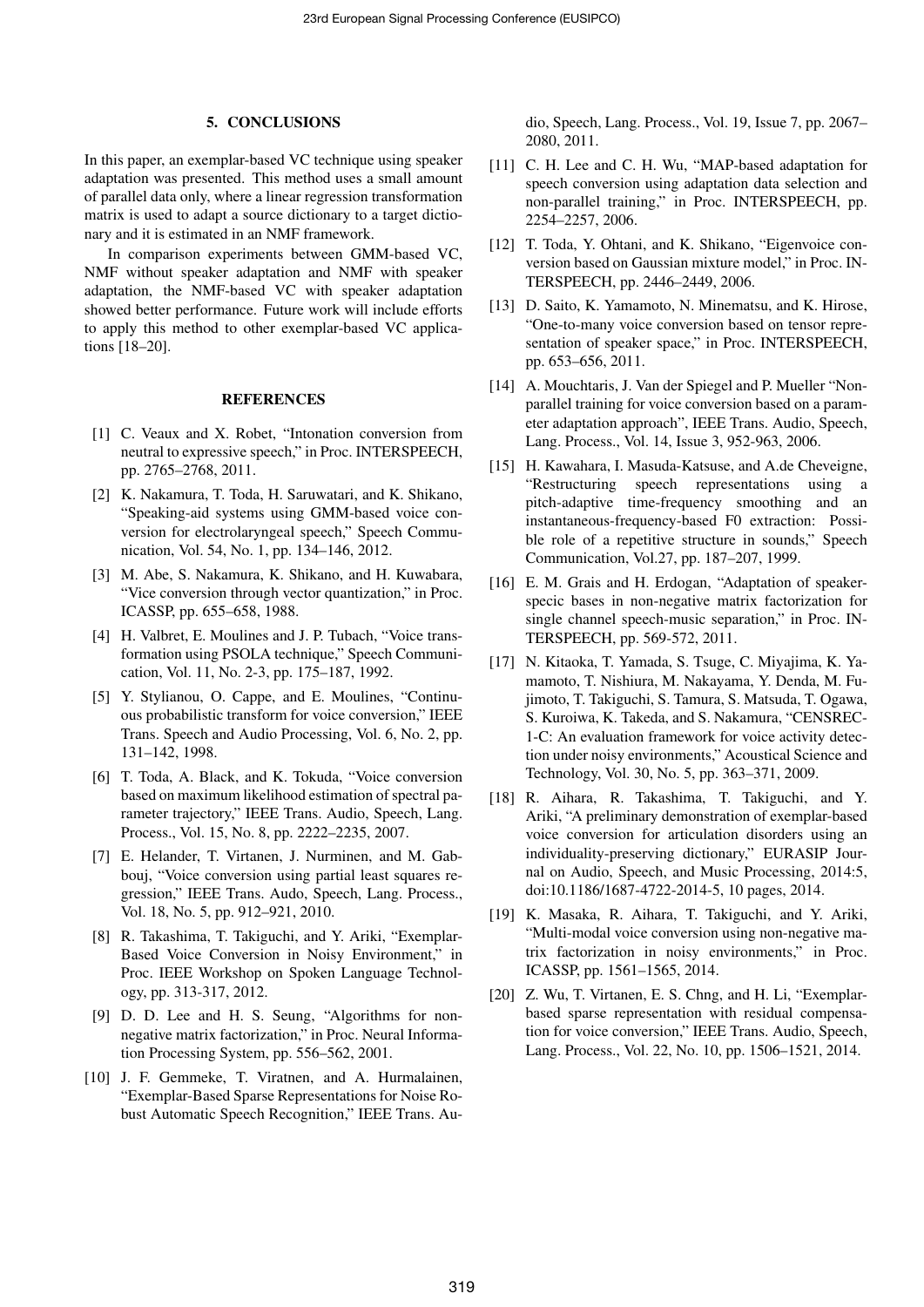## 5. CONCLUSIONS

In this paper, an exemplar-based VC technique using speaker adaptation was presented. This method uses a small amount of parallel data only, where a linear regression transformation matrix is used to adapt a source dictionary to a target dictionary and it is estimated in an NMF framework.

In comparison experiments between GMM-based VC, NMF without speaker adaptation and NMF with speaker adaptation, the NMF-based VC with speaker adaptation showed better performance. Future work will include efforts to apply this method to other exemplar-based VC applications [18–20].

## REFERENCES

[1] C. Veaux and X. Robet, "Intonation conversion from neutral to expressive speech," in Proc. INTERSPEECH, pp. 2765–2768, 2011.

[2] K. Nakamura, T. Toda, H. Saruwatari, and K. Shikano, "Speaking-aid systems using GMM-based voice conversion for electrolaryngeal speech," Speech Communication, Vol. 54, No. 1, pp. 134–146, 2012.

[3] M. Abe, S. Nakamura, K. Shikano, and H. Kuwabara, "Vice conversion through vector quantization," in Proc. ICASSP, pp. 655–658, 1988.

[4] H. Valbret, E. Moulines and J. P. Tubach, "Voice transformation using PSOLA technique," Speech Communication, Vol. 11, No. 2-3, pp. 175–187, 1992.

[5] Y. Stylianou, O. Cappe, and E. Moulines, "Continuous probabilistic transform for voice conversion," IEEE Trans. Speech and Audio Processing, Vol. 6, No. 2, pp. 131–142, 1998.

[6] T. Toda, A. Black, and K. Tokuda, "Voice conversion based on maximum likelihood estimation of spectral parameter trajectory," IEEE Trans. Audio, Speech, Lang. Process., Vol. 15, No. 8, pp. 2222–2235, 2007.

[7] E. Helander, T. Virtanen, J. Nurminen, and M. Gabbouj, "Voice conversion using partial least squares regression," IEEE Trans. Audo, Speech, Lang. Process., Vol. 18, No. 5, pp. 912–921, 2010.

[8] R. Takashima, T. Takiguchi, and Y. Ariki, "Exemplar-Based Voice Conversion in Noisy Environment," in Proc. IEEE Workshop on Spoken Language Technology, pp. 313-317, 2012.

[9] D. D. Lee and H. S. Seung, "Algorithms for non-negative matrix factorization," in Proc. Neural Information Processing System, pp. 556–562, 2001.

[10] J. F. Gemmeke, T. Viratnen, and A. Hurmalainen, "Exemplar-Based Sparse Representations for Noise Robust Automatic Speech Recognition," IEEE Trans. Audio, Speech, Lang. Process., Vol. 19, Issue 7, pp. 2067–2080, 2011.

[11] C. H. Lee and C. H. Wu, "MAP-based adaptation for speech conversion using adaptation data selection and non-parallel training," in Proc. INTERSPEECH, pp. 2254–2257, 2006.

[12] T. Toda, Y. Ohtani, and K. Shikano, "Eigenvoice conversion based on Gaussian mixture model," in Proc. INTERSPEECH, pp. 2446–2449, 2006.

[13] D. Saito, K. Yamamoto, N. Minematsu, and K. Hirose, "One-to-many voice conversion based on tensor representation of speaker space," in Proc. INTERSPEECH, pp. 653–656, 2011.

[14] A. Mouchtaris, J. Van der Spiegel and P. Mueller "Non-parallel training for voice conversion based on a parameter adaptation approach", IEEE Trans. Audio, Speech, Lang. Process., Vol. 14, Issue 3, 952-963, 2006.

[15] H. Kawahara, I. Masuda-Katsuse, and A.de Cheveigne, "Restructuring speech representations using a pitch-adaptive time-frequency smoothing and an instantaneous-frequency-based F0 extraction: Possible role of a repetitive structure in sounds," Speech Communication, Vol.27, pp. 187–207, 1999.

[16] E. M. Grais and H. Erdogan, "Adaptation of speaker-specic bases in non-negative matrix factorization for single channel speech-music separation," in Proc. INTERSPEECH, pp. 569-572, 2011.

[17] N. Kitaoka, T. Yamada, S. Tsuge, C. Miyajima, K. Yamamoto, T. Nishiura, M. Nakayama, Y. Denda, M. Fujimoto, T. Takiguchi, S. Tamura, S. Matsuda, T. Ogawa, S. Kuroiwa, K. Takeda, and S. Nakamura, "CENSREC-1-C: An evaluation framework for voice activity detection under noisy environments," Acoustical Science and Technology, Vol. 30, No. 5, pp. 363–371, 2009.

[18] R. Aihara, R. Takashima, T. Takiguchi, and Y. Ariki, "A preliminary demonstration of exemplar-based voice conversion for articulation disorders using an individuality-preserving dictionary," EURASIP Journal on Audio, Speech, and Music Processing, 2014:5, doi:10.1186/1687-4722-2014-5, 10 pages, 2014.

[19] K. Masaka, R. Aihara, T. Takiguchi, and Y. Ariki, "Multi-modal voice conversion using non-negative matrix factorization in noisy environments," in Proc. ICASSP, pp. 1561–1565, 2014.

[20] Z. Wu, T. Virtanen, E. S. Chng, and H. Li, "Exemplar-based sparse representation with residual compensation for voice conversion," IEEE Trans. Audio, Speech, Lang. Process., Vol. 22, No. 10, pp. 1506–1521, 2014.